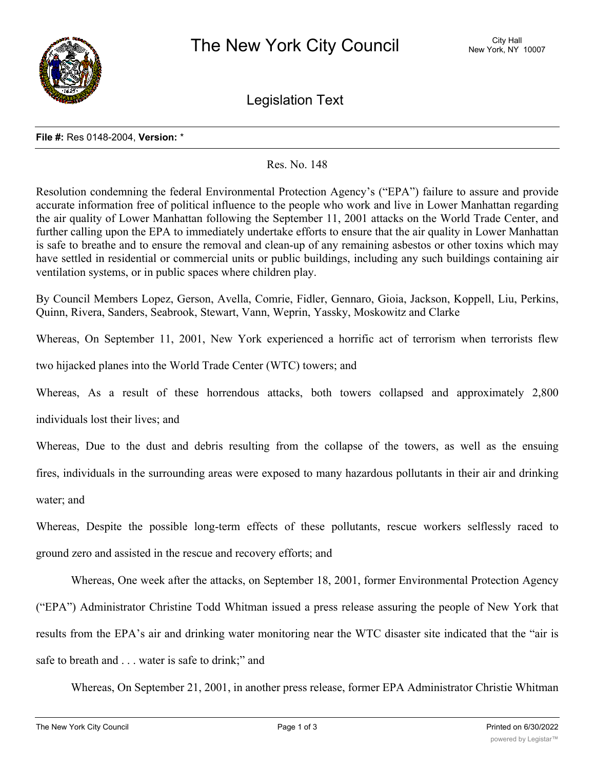# The New York City Council

City Hall
New York, NY 10007

## Legislation Text

**File #:** Res 0148-2004, **Version:** *

Res. No. 148

Resolution condemning the federal Environmental Protection Agency's ("EPA") failure to assure and provide accurate information free of political influence to the people who work and live in Lower Manhattan regarding the air quality of Lower Manhattan following the September 11, 2001 attacks on the World Trade Center, and further calling upon the EPA to immediately undertake efforts to ensure that the air quality in Lower Manhattan is safe to breathe and to ensure the removal and clean-up of any remaining asbestos or other toxins which may have settled in residential or commercial units or public buildings, including any such buildings containing air ventilation systems, or in public spaces where children play.

By Council Members Lopez, Gerson, Avella, Comrie, Fidler, Gennaro, Gioia, Jackson, Koppell, Liu, Perkins, Quinn, Rivera, Sanders, Seabrook, Stewart, Vann, Weprin, Yassky, Moskowitz and Clarke

Whereas, On September 11, 2001, New York experienced a horrific act of terrorism when terrorists flew two hijacked planes into the World Trade Center (WTC) towers; and

Whereas, As a result of these horrendous attacks, both towers collapsed and approximately 2,800 individuals lost their lives; and

Whereas, Due to the dust and debris resulting from the collapse of the towers, as well as the ensuing fires, individuals in the surrounding areas were exposed to many hazardous pollutants in their air and drinking water; and

Whereas, Despite the possible long-term effects of these pollutants, rescue workers selflessly raced to ground zero and assisted in the rescue and recovery efforts; and

Whereas, One week after the attacks, on September 18, 2001, former Environmental Protection Agency ("EPA") Administrator Christine Todd Whitman issued a press release assuring the people of New York that results from the EPA's air and drinking water monitoring near the WTC disaster site indicated that the "air is safe to breath and . . . water is safe to drink;" and

Whereas, On September 21, 2001, in another press release, former EPA Administrator Christie Whitman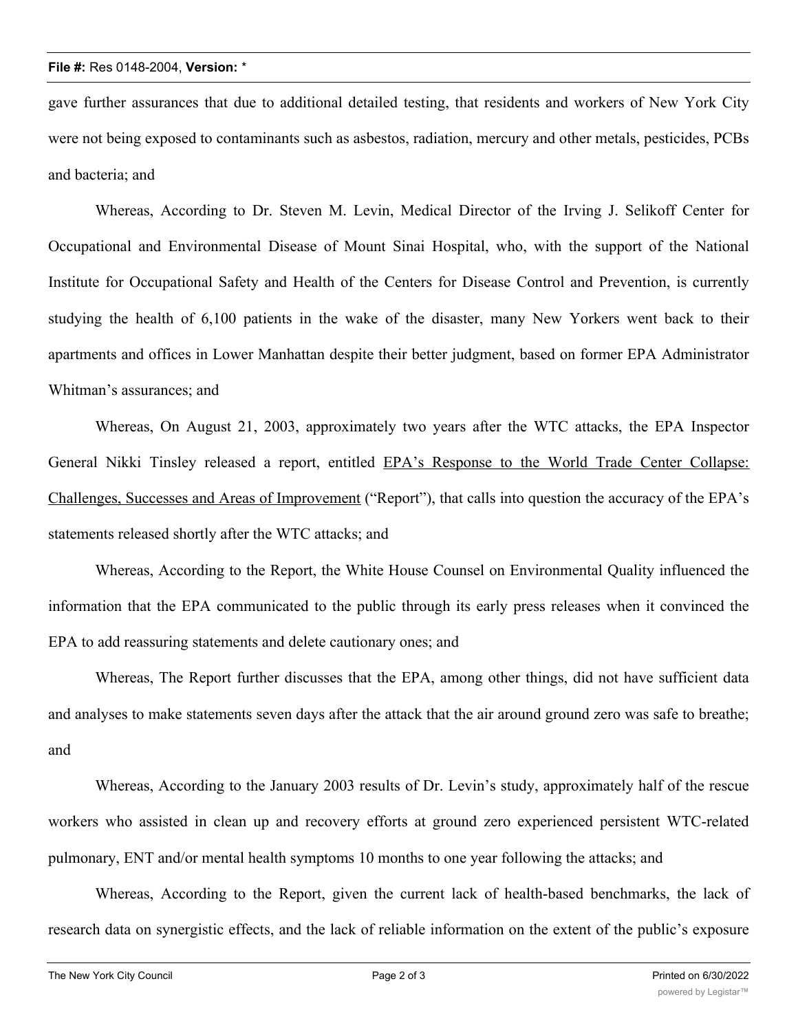gave further assurances that due to additional detailed testing, that residents and workers of New York City were not being exposed to contaminants such as asbestos, radiation, mercury and other metals, pesticides, PCBs and bacteria; and

Whereas, According to Dr. Steven M. Levin, Medical Director of the Irving J. Selikoff Center for Occupational and Environmental Disease of Mount Sinai Hospital, who, with the support of the National Institute for Occupational Safety and Health of the Centers for Disease Control and Prevention, is currently studying the health of 6,100 patients in the wake of the disaster, many New Yorkers went back to their apartments and offices in Lower Manhattan despite their better judgment, based on former EPA Administrator Whitman's assurances; and

Whereas, On August 21, 2003, approximately two years after the WTC attacks, the EPA Inspector General Nikki Tinsley released a report, entitled EPA's Response to the World Trade Center Collapse: Challenges, Successes and Areas of Improvement ("Report"), that calls into question the accuracy of the EPA's statements released shortly after the WTC attacks; and

Whereas, According to the Report, the White House Counsel on Environmental Quality influenced the information that the EPA communicated to the public through its early press releases when it convinced the EPA to add reassuring statements and delete cautionary ones; and

Whereas, The Report further discusses that the EPA, among other things, did not have sufficient data and analyses to make statements seven days after the attack that the air around ground zero was safe to breathe; and

Whereas, According to the January 2003 results of Dr. Levin's study, approximately half of the rescue workers who assisted in clean up and recovery efforts at ground zero experienced persistent WTC-related pulmonary, ENT and/or mental health symptoms 10 months to one year following the attacks; and

Whereas, According to the Report, given the current lack of health-based benchmarks, the lack of research data on synergistic effects, and the lack of reliable information on the extent of the public's exposure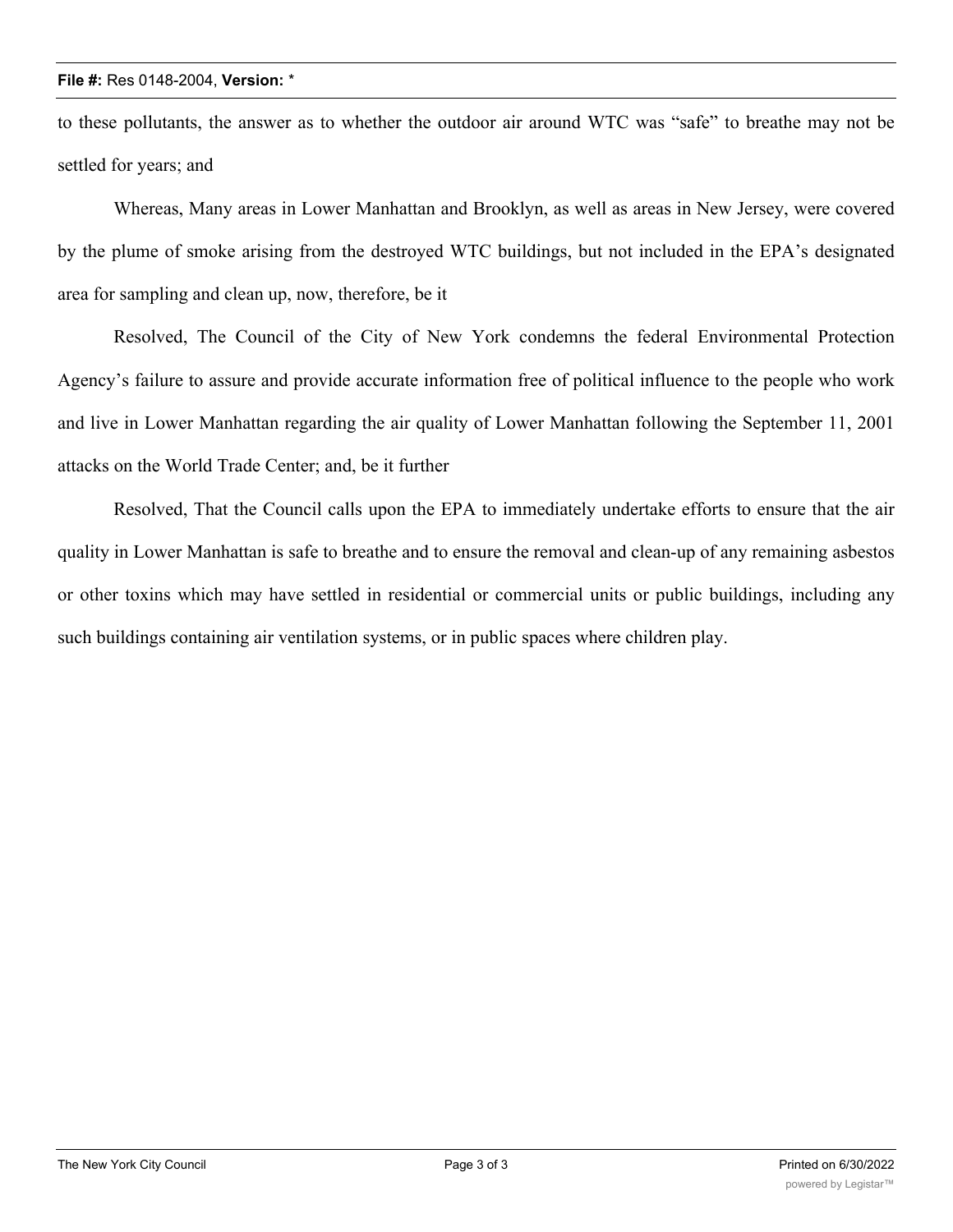to these pollutants, the answer as to whether the outdoor air around WTC was "safe" to breathe may not be settled for years; and

Whereas, Many areas in Lower Manhattan and Brooklyn, as well as areas in New Jersey, were covered by the plume of smoke arising from the destroyed WTC buildings, but not included in the EPA's designated area for sampling and clean up, now, therefore, be it

Resolved, The Council of the City of New York condemns the federal Environmental Protection Agency's failure to assure and provide accurate information free of political influence to the people who work and live in Lower Manhattan regarding the air quality of Lower Manhattan following the September 11, 2001 attacks on the World Trade Center; and, be it further

Resolved, That the Council calls upon the EPA to immediately undertake efforts to ensure that the air quality in Lower Manhattan is safe to breathe and to ensure the removal and clean-up of any remaining asbestos or other toxins which may have settled in residential or commercial units or public buildings, including any such buildings containing air ventilation systems, or in public spaces where children play.